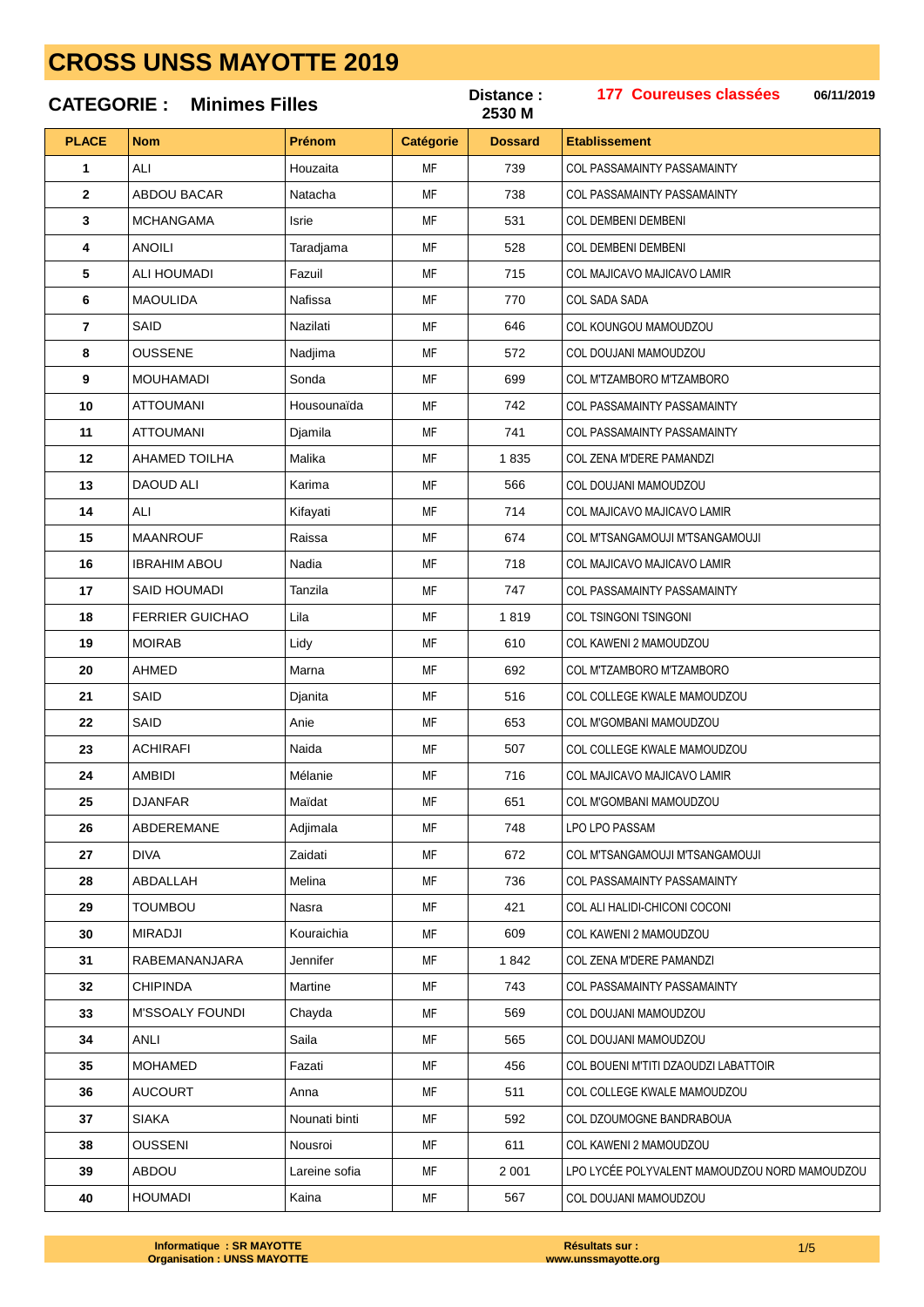# CROSS UNSS MAYOTTE 2019

**CATEGORIE : Minimes Filles** | **Distance : 2530 M** | **177 Coureuses classées** | **06/11/2019**

| PLACE | Nom | Prénom | Catégorie | Dossard | Etablissement |
|---|---|---|---|---|---|
| 1 | ALI | Houzaita | MF | 739 | COL PASSAMAINTY PASSAMAINTY |
| 2 | ABDOU BACAR | Natacha | MF | 738 | COL PASSAMAINTY PASSAMAINTY |
| 3 | MCHANGAMA | Isrie | MF | 531 | COL DEMBENI DEMBENI |
| 4 | ANOILI | Taradjama | MF | 528 | COL DEMBENI DEMBENI |
| 5 | ALI HOUMADI | Fazuil | MF | 715 | COL MAJICAVO MAJICAVO LAMIR |
| 6 | MAOULIDA | Nafissa | MF | 770 | COL SADA SADA |
| 7 | SAID | Nazilati | MF | 646 | COL KOUNGOU MAMOUDZOU |
| 8 | OUSSENE | Nadjima | MF | 572 | COL DOUJANI MAMOUDZOU |
| 9 | MOUHAMADI | Sonda | MF | 699 | COL M'TZAMBORO M'TZAMBORO |
| 10 | ATTOUMANI | Housounaïda | MF | 742 | COL PASSAMAINTY PASSAMAINTY |
| 11 | ATTOUMANI | Djamila | MF | 741 | COL PASSAMAINTY PASSAMAINTY |
| 12 | AHAMED TOILHA | Malika | MF | 1 835 | COL ZENA M'DERE PAMANDZI |
| 13 | DAOUD ALI | Karima | MF | 566 | COL DOUJANI MAMOUDZOU |
| 14 | ALI | Kifayati | MF | 714 | COL MAJICAVO MAJICAVO LAMIR |
| 15 | MAANROUF | Raissa | MF | 674 | COL M'TSANGAMOUJI M'TSANGAMOUJI |
| 16 | IBRAHIM ABOU | Nadia | MF | 718 | COL MAJICAVO MAJICAVO LAMIR |
| 17 | SAID HOUMADI | Tanzila | MF | 747 | COL PASSAMAINTY PASSAMAINTY |
| 18 | FERRIER GUICHAO | Lila | MF | 1 819 | COL TSINGONI TSINGONI |
| 19 | MOIRAB | Lidy | MF | 610 | COL KAWENI 2 MAMOUDZOU |
| 20 | AHMED | Marna | MF | 692 | COL M'TZAMBORO M'TZAMBORO |
| 21 | SAID | Djanita | MF | 516 | COL COLLEGE KWALE MAMOUDZOU |
| 22 | SAID | Anie | MF | 653 | COL M'GOMBANI MAMOUDZOU |
| 23 | ACHIRAFI | Naida | MF | 507 | COL COLLEGE KWALE MAMOUDZOU |
| 24 | AMBIDI | Mélanie | MF | 716 | COL MAJICAVO MAJICAVO LAMIR |
| 25 | DJANFAR | Maïdat | MF | 651 | COL M'GOMBANI MAMOUDZOU |
| 26 | ABDEREMANE | Adjimala | MF | 748 | LPO LPO PASSAM |
| 27 | DIVA | Zaidati | MF | 672 | COL M'TSANGAMOUJI M'TSANGAMOUJI |
| 28 | ABDALLAH | Melina | MF | 736 | COL PASSAMAINTY PASSAMAINTY |
| 29 | TOUMBOU | Nasra | MF | 421 | COL ALI HALIDI-CHICONI COCONI |
| 30 | MIRADJI | Kouraichia | MF | 609 | COL KAWENI 2 MAMOUDZOU |
| 31 | RABEMANANJARA | Jennifer | MF | 1 842 | COL ZENA M'DERE PAMANDZI |
| 32 | CHIPINDA | Martine | MF | 743 | COL PASSAMAINTY PASSAMAINTY |
| 33 | M'SSOALY FOUNDI | Chayda | MF | 569 | COL DOUJANI MAMOUDZOU |
| 34 | ANLI | Saila | MF | 565 | COL DOUJANI MAMOUDZOU |
| 35 | MOHAMED | Fazati | MF | 456 | COL BOUENI M'TITI DZAOUDZI LABATTOIR |
| 36 | AUCOURT | Anna | MF | 511 | COL COLLEGE KWALE MAMOUDZOU |
| 37 | SIAKA | Nounati binti | MF | 592 | COL DZOUMOGNE BANDRABOUA |
| 38 | OUSSENI | Nousroi | MF | 611 | COL KAWENI 2 MAMOUDZOU |
| 39 | ABDOU | Lareine sofia | MF | 2 001 | LPO LYCÉE POLYVALENT MAMOUDZOU NORD MAMOUDZOU |
| 40 | HOUMADI | Kaina | MF | 567 | COL DOUJANI MAMOUDZOU |

**Informatique : SR MAYOTTE**
**Organisation : UNSS MAYOTTE**

**Résultats sur : www.unssmayotte.org**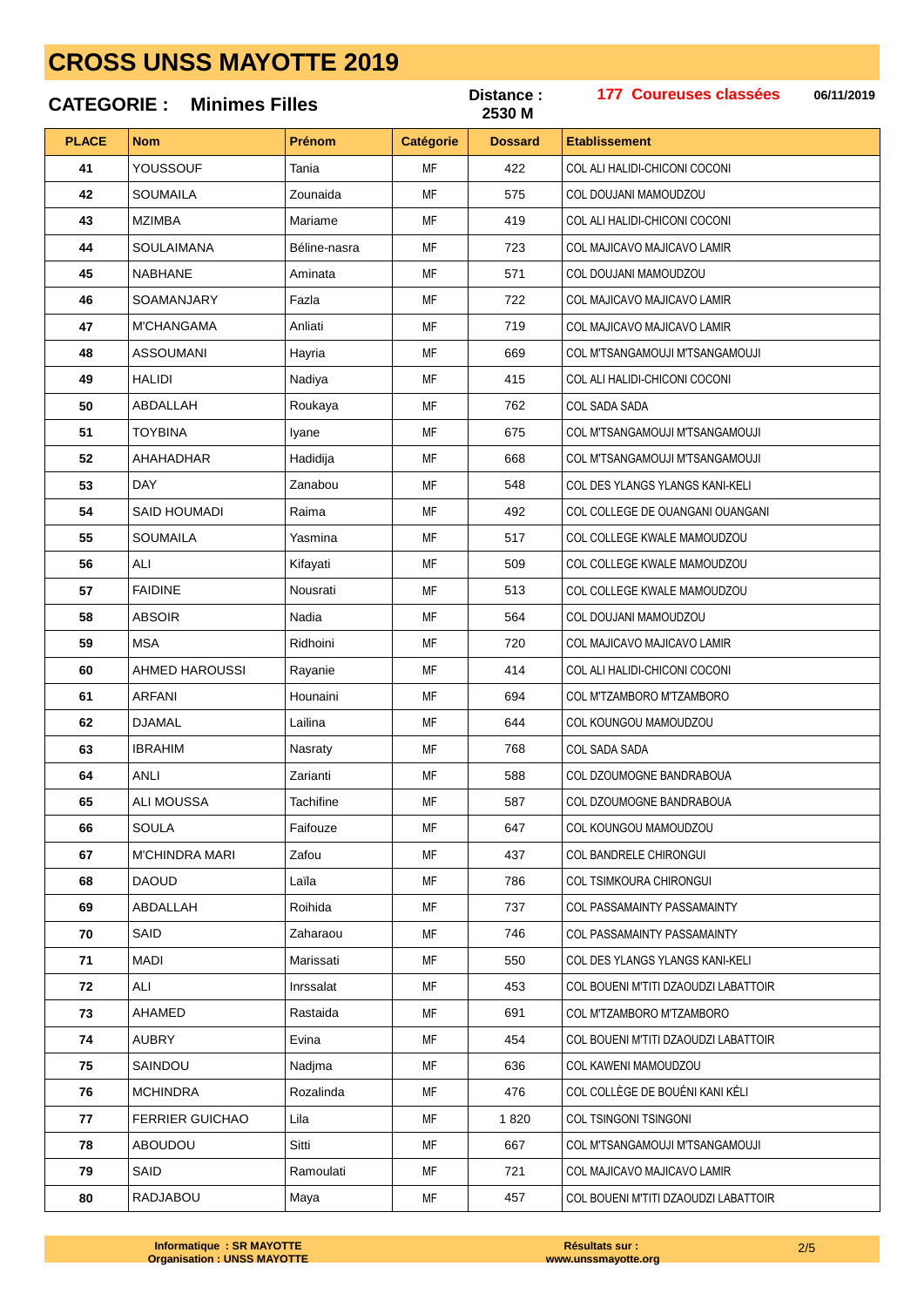# CROSS UNSS MAYOTTE 2019

**CATEGORIE : Minimes Filles** **Distance : 2530 M** **177 Coureuses classées** **06/11/2019**

| PLACE | Nom | Prénom | Catégorie | Dossard | Etablissement |
|---|---|---|---|---|---|
| 41 | YOUSSOUF | Tania | MF | 422 | COL ALI HALIDI-CHICONI COCONI |
| 42 | SOUMAILA | Zounaida | MF | 575 | COL DOUJANI MAMOUDZOU |
| 43 | MZIMBA | Mariame | MF | 419 | COL ALI HALIDI-CHICONI COCONI |
| 44 | SOULAIMANA | Béline-nasra | MF | 723 | COL MAJICAVO MAJICAVO LAMIR |
| 45 | NABHANE | Aminata | MF | 571 | COL DOUJANI MAMOUDZOU |
| 46 | SOAMANJARY | Fazla | MF | 722 | COL MAJICAVO MAJICAVO LAMIR |
| 47 | M'CHANGAMA | Anliati | MF | 719 | COL MAJICAVO MAJICAVO LAMIR |
| 48 | ASSOUMANI | Hayria | MF | 669 | COL M'TSANGAMOUJI M'TSANGAMOUJI |
| 49 | HALIDI | Nadiya | MF | 415 | COL ALI HALIDI-CHICONI COCONI |
| 50 | ABDALLAH | Roukaya | MF | 762 | COL SADA SADA |
| 51 | TOYBINA | Iyane | MF | 675 | COL M'TSANGAMOUJI M'TSANGAMOUJI |
| 52 | AHAHADHAR | Hadidija | MF | 668 | COL M'TSANGAMOUJI M'TSANGAMOUJI |
| 53 | DAY | Zanabou | MF | 548 | COL DES YLANGS YLANGS KANI-KELI |
| 54 | SAID HOUMADI | Raima | MF | 492 | COL COLLEGE DE OUANGANI OUANGANI |
| 55 | SOUMAILA | Yasmina | MF | 517 | COL COLLEGE KWALE MAMOUDZOU |
| 56 | ALI | Kifayati | MF | 509 | COL COLLEGE KWALE MAMOUDZOU |
| 57 | FAIDINE | Nousrati | MF | 513 | COL COLLEGE KWALE MAMOUDZOU |
| 58 | ABSOIR | Nadia | MF | 564 | COL DOUJANI MAMOUDZOU |
| 59 | MSA | Ridhoini | MF | 720 | COL MAJICAVO MAJICAVO LAMIR |
| 60 | AHMED HAROUSSI | Rayanie | MF | 414 | COL ALI HALIDI-CHICONI COCONI |
| 61 | ARFANI | Hounaini | MF | 694 | COL M'TZAMBORO M'TZAMBORO |
| 62 | DJAMAL | Lailina | MF | 644 | COL KOUNGOU MAMOUDZOU |
| 63 | IBRAHIM | Nasraty | MF | 768 | COL SADA SADA |
| 64 | ANLI | Zarianti | MF | 588 | COL DZOUMOGNE BANDRABOUA |
| 65 | ALI MOUSSA | Tachifine | MF | 587 | COL DZOUMOGNE BANDRABOUA |
| 66 | SOULA | Faifouze | MF | 647 | COL KOUNGOU MAMOUDZOU |
| 67 | M'CHINDRA MARI | Zafou | MF | 437 | COL BANDRELE CHIRONGUI |
| 68 | DAOUD | Laïla | MF | 786 | COL TSIMKOURA CHIRONGUI |
| 69 | ABDALLAH | Roihida | MF | 737 | COL PASSAMAINTY PASSAMAINTY |
| 70 | SAID | Zaharaou | MF | 746 | COL PASSAMAINTY PASSAMAINTY |
| 71 | MADI | Marissati | MF | 550 | COL DES YLANGS YLANGS KANI-KELI |
| 72 | ALI | Inrssalat | MF | 453 | COL BOUENI M'TITI DZAOUDZI LABATTOIR |
| 73 | AHAMED | Rastaida | MF | 691 | COL M'TZAMBORO M'TZAMBORO |
| 74 | AUBRY | Evina | MF | 454 | COL BOUENI M'TITI DZAOUDZI LABATTOIR |
| 75 | SAINDOU | Nadjma | MF | 636 | COL KAWENI MAMOUDZOU |
| 76 | MCHINDRA | Rozalinda | MF | 476 | COL COLLÈGE DE BOUÉNI KANI KÉLI |
| 77 | FERRIER GUICHAO | Lila | MF | 1 820 | COL TSINGONI TSINGONI |
| 78 | ABOUDOU | Sitti | MF | 667 | COL M'TSANGAMOUJI M'TSANGAMOUJI |
| 79 | SAID | Ramoulati | MF | 721 | COL MAJICAVO MAJICAVO LAMIR |
| 80 | RADJABOU | Maya | MF | 457 | COL BOUENI M'TITI DZAOUDZI LABATTOIR |

**Informatique : SR MAYOTTE**
**Organisation : UNSS MAYOTTE**

**Résultats sur : www.unssmayotte.org**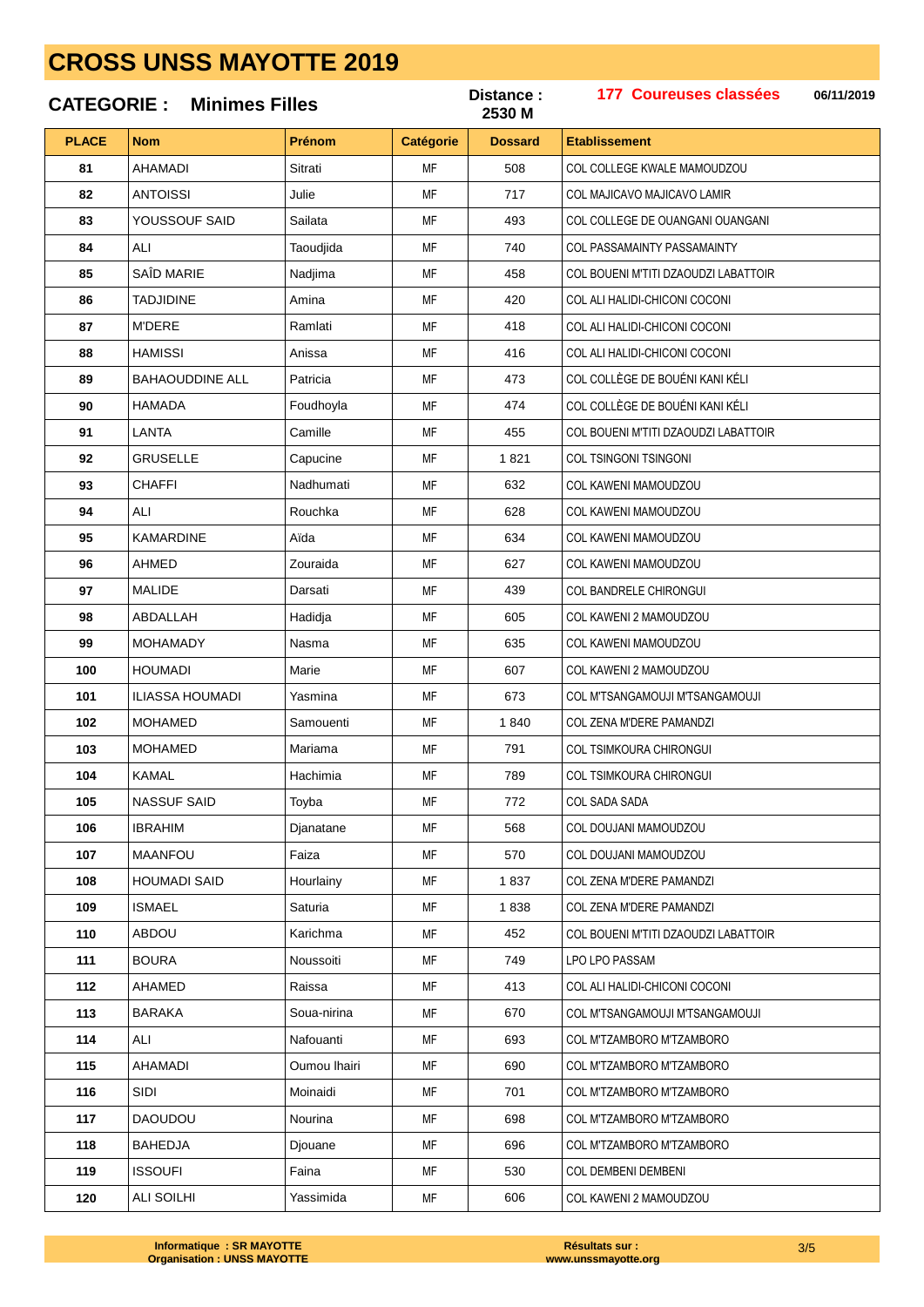# CROSS UNSS MAYOTTE 2019

**CATEGORIE : Minimes Filles** | **Distance : 2530 M** | **177 Coureuses classées** | **06/11/2019**

| PLACE | Nom | Prénom | Catégorie | Dossard | Etablissement |
|---|---|---|---|---|---|
| 81 | AHAMADI | Sitrati | MF | 508 | COL COLLEGE KWALE MAMOUDZOU |
| 82 | ANTOISSI | Julie | MF | 717 | COL MAJICAVO MAJICAVO LAMIR |
| 83 | YOUSSOUF SAID | Sailata | MF | 493 | COL COLLEGE DE OUANGANI OUANGANI |
| 84 | ALI | Taoudjida | MF | 740 | COL PASSAMAINTY PASSAMAINTY |
| 85 | SAÎD MARIE | Nadjima | MF | 458 | COL BOUENI M'TITI DZAOUDZI LABATTOIR |
| 86 | TADJIDINE | Amina | MF | 420 | COL ALI HALIDI-CHICONI COCONI |
| 87 | M'DERE | Ramlati | MF | 418 | COL ALI HALIDI-CHICONI COCONI |
| 88 | HAMISSI | Anissa | MF | 416 | COL ALI HALIDI-CHICONI COCONI |
| 89 | BAHAOUDDINE ALL | Patricia | MF | 473 | COL COLLÈGE DE BOUÉNI KANI KÉLI |
| 90 | HAMADA | Foudhoyla | MF | 474 | COL COLLÈGE DE BOUÉNI KANI KÉLI |
| 91 | LANTA | Camille | MF | 455 | COL BOUENI M'TITI DZAOUDZI LABATTOIR |
| 92 | GRUSELLE | Capucine | MF | 1 821 | COL TSINGONI TSINGONI |
| 93 | CHAFFI | Nadhumati | MF | 632 | COL KAWENI MAMOUDZOU |
| 94 | ALI | Rouchka | MF | 628 | COL KAWENI MAMOUDZOU |
| 95 | KAMARDINE | Aïda | MF | 634 | COL KAWENI MAMOUDZOU |
| 96 | AHMED | Zouraida | MF | 627 | COL KAWENI MAMOUDZOU |
| 97 | MALIDE | Darsati | MF | 439 | COL BANDRELE CHIRONGUI |
| 98 | ABDALLAH | Hadidja | MF | 605 | COL KAWENI 2 MAMOUDZOU |
| 99 | MOHAMADY | Nasma | MF | 635 | COL KAWENI MAMOUDZOU |
| 100 | HOUMADI | Marie | MF | 607 | COL KAWENI 2 MAMOUDZOU |
| 101 | ILIASSA HOUMADI | Yasmina | MF | 673 | COL M'TSANGAMOUJI M'TSANGAMOUJI |
| 102 | MOHAMED | Samouenti | MF | 1 840 | COL ZENA M'DERE PAMANDZI |
| 103 | MOHAMED | Mariama | MF | 791 | COL TSIMKOURA CHIRONGUI |
| 104 | KAMAL | Hachimia | MF | 789 | COL TSIMKOURA CHIRONGUI |
| 105 | NASSUF SAID | Toyba | MF | 772 | COL SADA SADA |
| 106 | IBRAHIM | Djanatane | MF | 568 | COL DOUJANI MAMOUDZOU |
| 107 | MAANFOU | Faiza | MF | 570 | COL DOUJANI MAMOUDZOU |
| 108 | HOUMADI SAID | Hourlainy | MF | 1 837 | COL ZENA M'DERE PAMANDZI |
| 109 | ISMAEL | Saturia | MF | 1 838 | COL ZENA M'DERE PAMANDZI |
| 110 | ABDOU | Karichma | MF | 452 | COL BOUENI M'TITI DZAOUDZI LABATTOIR |
| 111 | BOURA | Noussoiti | MF | 749 | LPO LPO PASSAM |
| 112 | AHAMED | Raissa | MF | 413 | COL ALI HALIDI-CHICONI COCONI |
| 113 | BARAKA | Soua-nirina | MF | 670 | COL M'TSANGAMOUJI M'TSANGAMOUJI |
| 114 | ALI | Nafouanti | MF | 693 | COL M'TZAMBORO M'TZAMBORO |
| 115 | AHAMADI | Oumou lhairi | MF | 690 | COL M'TZAMBORO M'TZAMBORO |
| 116 | SIDI | Moinaidi | MF | 701 | COL M'TZAMBORO M'TZAMBORO |
| 117 | DAOUDOU | Nourina | MF | 698 | COL M'TZAMBORO M'TZAMBORO |
| 118 | BAHEDJA | Djouane | MF | 696 | COL M'TZAMBORO M'TZAMBORO |
| 119 | ISSOUFI | Faina | MF | 530 | COL DEMBENI DEMBENI |
| 120 | ALI SOILHI | Yassimida | MF | 606 | COL KAWENI 2 MAMOUDZOU |

**Informatique : SR MAYOTTE**
**Organisation : UNSS MAYOTTE**

**Résultats sur :**
**www.unssmayotte.org**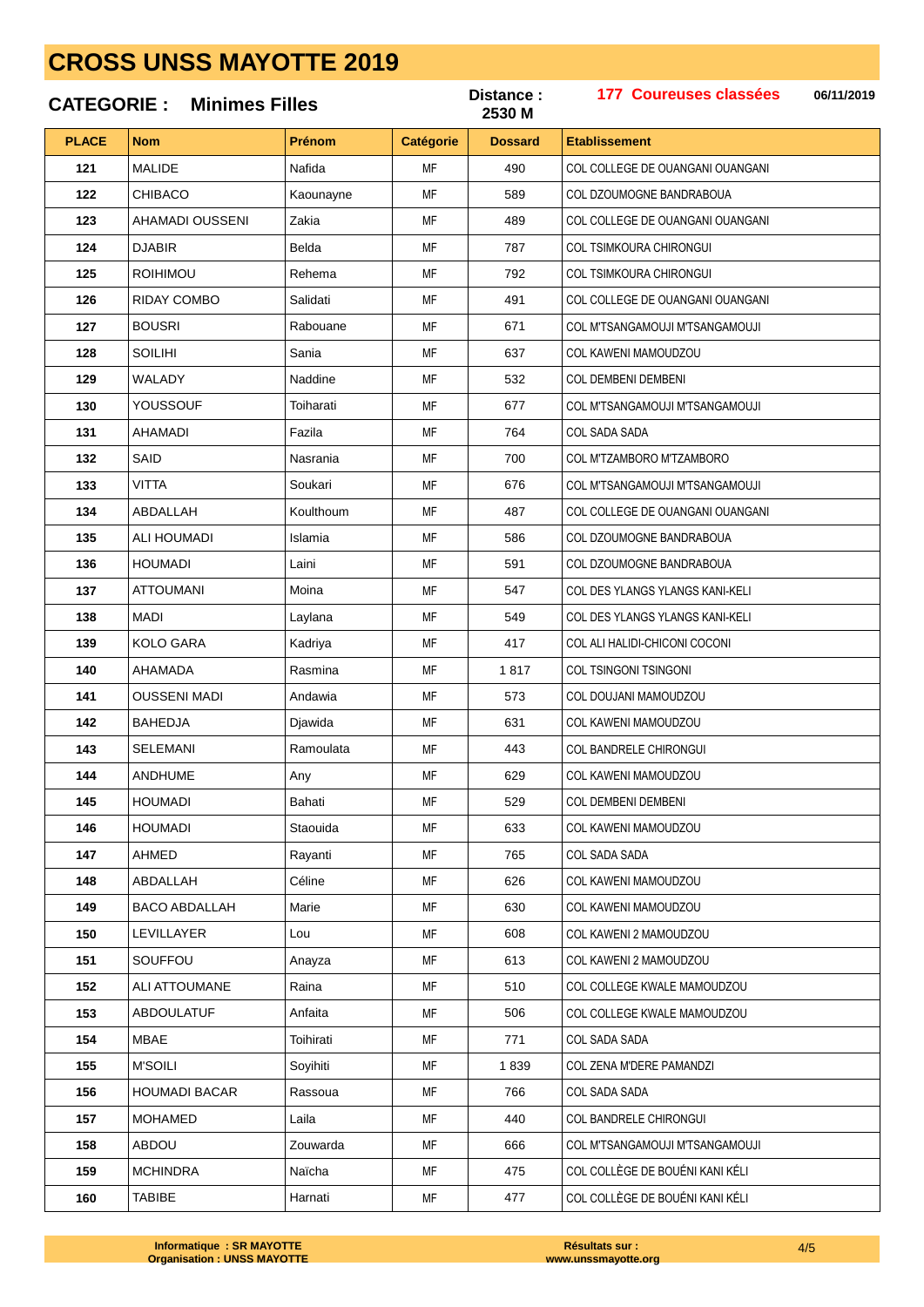# CROSS UNSS MAYOTTE 2019

**CATEGORIE : Minimes Filles** | **Distance : 2530 M** | **177 Coureuses classées** | **06/11/2019**

| PLACE | Nom | Prénom | Catégorie | Dossard | Etablissement |
|---|---|---|---|---|---|
| 121 | MALIDE | Nafida | MF | 490 | COL COLLEGE DE OUANGANI OUANGANI |
| 122 | CHIBACO | Kaounayne | MF | 589 | COL DZOUMOGNE BANDRABOUA |
| 123 | AHAMADI OUSSENI | Zakia | MF | 489 | COL COLLEGE DE OUANGANI OUANGANI |
| 124 | DJABIR | Belda | MF | 787 | COL TSIMKOURA CHIRONGUI |
| 125 | ROIHIMOU | Rehema | MF | 792 | COL TSIMKOURA CHIRONGUI |
| 126 | RIDAY COMBO | Salidati | MF | 491 | COL COLLEGE DE OUANGANI OUANGANI |
| 127 | BOUSRI | Rabouane | MF | 671 | COL M'TSANGAMOUJI M'TSANGAMOUJI |
| 128 | SOILIHI | Sania | MF | 637 | COL KAWENI MAMOUDZOU |
| 129 | WALADY | Naddine | MF | 532 | COL DEMBENI DEMBENI |
| 130 | YOUSSOUF | Toiharati | MF | 677 | COL M'TSANGAMOUJI M'TSANGAMOUJI |
| 131 | AHAMADI | Fazila | MF | 764 | COL SADA SADA |
| 132 | SAID | Nasrania | MF | 700 | COL M'TZAMBORO M'TZAMBORO |
| 133 | VITTA | Soukari | MF | 676 | COL M'TSANGAMOUJI M'TSANGAMOUJI |
| 134 | ABDALLAH | Koulthoum | MF | 487 | COL COLLEGE DE OUANGANI OUANGANI |
| 135 | ALI HOUMADI | Islamia | MF | 586 | COL DZOUMOGNE BANDRABOUA |
| 136 | HOUMADI | Laini | MF | 591 | COL DZOUMOGNE BANDRABOUA |
| 137 | ATTOUMANI | Moina | MF | 547 | COL DES YLANGS YLANGS KANI-KELI |
| 138 | MADI | Laylana | MF | 549 | COL DES YLANGS YLANGS KANI-KELI |
| 139 | KOLO GARA | Kadriya | MF | 417 | COL ALI HALIDI-CHICONI COCONI |
| 140 | AHAMADA | Rasmina | MF | 1 817 | COL TSINGONI TSINGONI |
| 141 | OUSSENI MADI | Andawia | MF | 573 | COL DOUJANI MAMOUDZOU |
| 142 | BAHEDJA | Djawida | MF | 631 | COL KAWENI MAMOUDZOU |
| 143 | SELEMANI | Ramoulata | MF | 443 | COL BANDRELE CHIRONGUI |
| 144 | ANDHUME | Any | MF | 629 | COL KAWENI MAMOUDZOU |
| 145 | HOUMADI | Bahati | MF | 529 | COL DEMBENI DEMBENI |
| 146 | HOUMADI | Staouida | MF | 633 | COL KAWENI MAMOUDZOU |
| 147 | AHMED | Rayanti | MF | 765 | COL SADA SADA |
| 148 | ABDALLAH | Céline | MF | 626 | COL KAWENI MAMOUDZOU |
| 149 | BACO ABDALLAH | Marie | MF | 630 | COL KAWENI MAMOUDZOU |
| 150 | LEVILLAYER | Lou | MF | 608 | COL KAWENI 2 MAMOUDZOU |
| 151 | SOUFFOU | Anayza | MF | 613 | COL KAWENI 2 MAMOUDZOU |
| 152 | ALI ATTOUMANE | Raina | MF | 510 | COL COLLEGE KWALE MAMOUDZOU |
| 153 | ABDOULATUF | Anfaita | MF | 506 | COL COLLEGE KWALE MAMOUDZOU |
| 154 | MBAE | Toihirati | MF | 771 | COL SADA SADA |
| 155 | M'SOILI | Soyihiti | MF | 1 839 | COL ZENA M'DERE PAMANDZI |
| 156 | HOUMADI BACAR | Rassoua | MF | 766 | COL SADA SADA |
| 157 | MOHAMED | Laila | MF | 440 | COL BANDRELE CHIRONGUI |
| 158 | ABDOU | Zouwarda | MF | 666 | COL M'TSANGAMOUJI M'TSANGAMOUJI |
| 159 | MCHINDRA | Naïcha | MF | 475 | COL COLLÈGE DE BOUÉNI KANI KÉLI |
| 160 | TABIBE | Harnati | MF | 477 | COL COLLÈGE DE BOUÉNI KANI KÉLI |

**Informatique : SR MAYOTTE**
**Organisation : UNSS MAYOTTE**

**Résultats sur :**
**www.unssmayotte.org**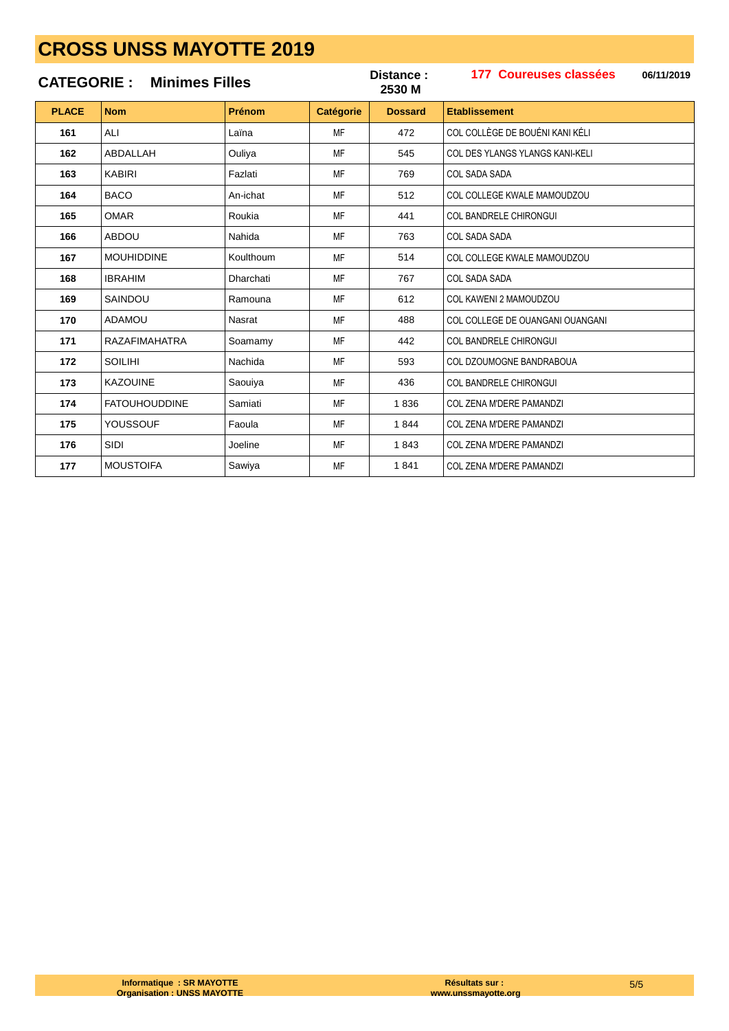# CROSS UNSS MAYOTTE 2019

**CATEGORIE : Minimes Filles** **Distance : 2530 M** **177 Coureuses classées** **06/11/2019**

| PLACE | Nom | Prénom | Catégorie | Dossard | Etablissement |
|---|---|---|---|---|---|
| 161 | ALI | Laïna | MF | 472 | COL COLLÈGE DE BOUÉNI KANI KÉLI |
| 162 | ABDALLAH | Ouliya | MF | 545 | COL DES YLANGS YLANGS KANI-KELI |
| 163 | KABIRI | Fazlati | MF | 769 | COL SADA SADA |
| 164 | BACO | An-ichat | MF | 512 | COL COLLEGE KWALE MAMOUDZOU |
| 165 | OMAR | Roukia | MF | 441 | COL BANDRELE CHIRONGUI |
| 166 | ABDOU | Nahida | MF | 763 | COL SADA SADA |
| 167 | MOUHIDDINE | Koulthoum | MF | 514 | COL COLLEGE KWALE MAMOUDZOU |
| 168 | IBRAHIM | Dharchati | MF | 767 | COL SADA SADA |
| 169 | SAINDOU | Ramouna | MF | 612 | COL KAWENI 2 MAMOUDZOU |
| 170 | ADAMOU | Nasrat | MF | 488 | COL COLLEGE DE OUANGANI OUANGANI |
| 171 | RAZAFIMAHATRA | Soamamy | MF | 442 | COL BANDRELE CHIRONGUI |
| 172 | SOILIHI | Nachida | MF | 593 | COL DZOUMOGNE BANDRABOUA |
| 173 | KAZOUINE | Saouiya | MF | 436 | COL BANDRELE CHIRONGUI |
| 174 | FATOUHOUDDINE | Samiati | MF | 1 836 | COL ZENA M'DERE PAMANDZI |
| 175 | YOUSSOUF | Faoula | MF | 1 844 | COL ZENA M'DERE PAMANDZI |
| 176 | SIDI | Joeline | MF | 1 843 | COL ZENA M'DERE PAMANDZI |
| 177 | MOUSTOIFA | Sawiya | MF | 1 841 | COL ZENA M'DERE PAMANDZI |

**Informatique : SR MAYOTTE**
**Organisation : UNSS MAYOTTE**

**Résultats sur : www.unssmayotte.org**